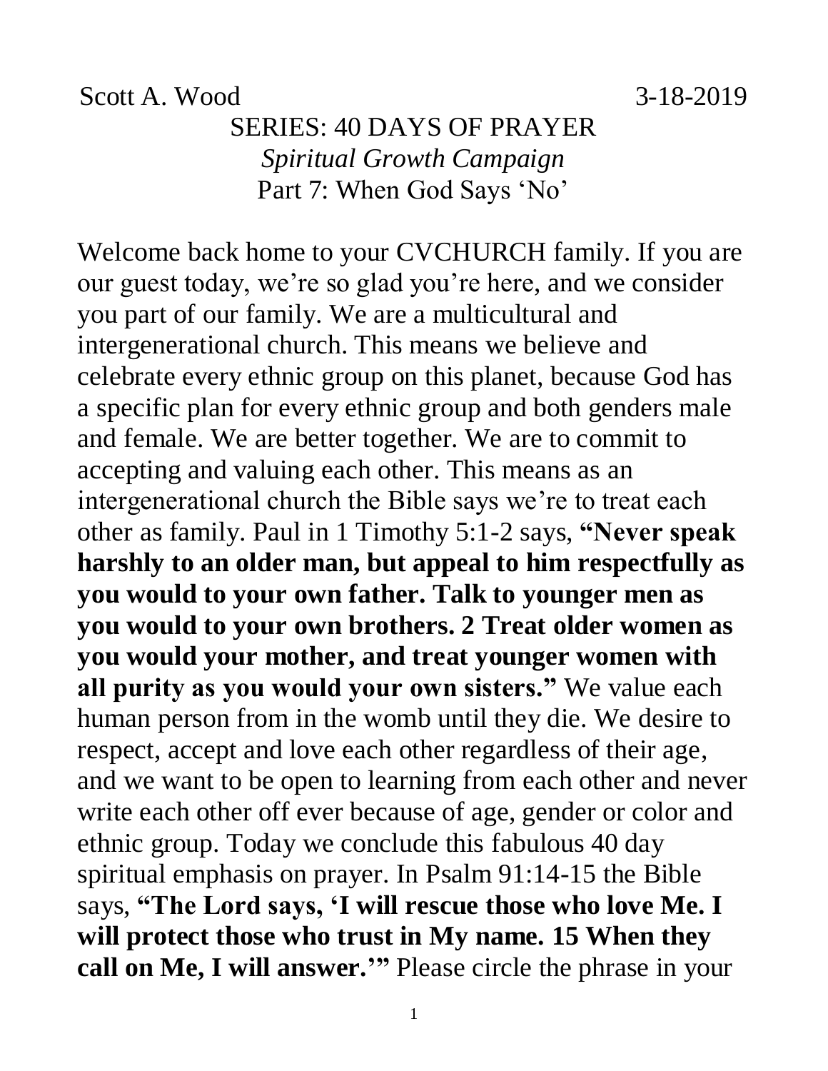Scott A. Wood 3-18-2019

# SERIES: 40 DAYS OF PRAYER

*Spiritual Growth Campaign*

Part 7: When God Says 'No'

Welcome back home to your CVCHURCH family. If you are our guest today, we're so glad you're here, and we consider you part of our family. We are a multicultural and intergenerational church. This means we believe and celebrate every ethnic group on this planet, because God has a specific plan for every ethnic group and both genders male and female. We are better together. We are to commit to accepting and valuing each other. This means as an intergenerational church the Bible says we're to treat each other as family. Paul in 1 Timothy 5:1-2 says, **"Never speak harshly to an older man, but appeal to him respectfully as you would to your own father. Talk to younger men as you would to your own brothers. 2 Treat older women as you would your mother, and treat younger women with all purity as you would your own sisters."** We value each human person from in the womb until they die. We desire to respect, accept and love each other regardless of their age, and we want to be open to learning from each other and never write each other off ever because of age, gender or color and ethnic group. Today we conclude this fabulous 40 day spiritual emphasis on prayer. In Psalm 91:14-15 the Bible says, **"The Lord says, 'I will rescue those who love Me. I will protect those who trust in My name. 15 When they call on Me, I will answer.'"** Please circle the phrase in your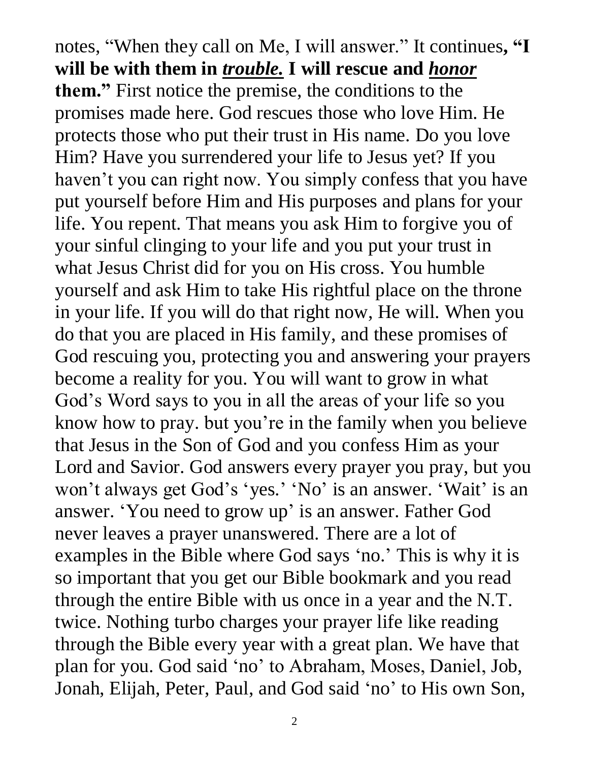notes, "When they call on Me, I will answer." It continues**, "I will be with them in _**trouble.**_ I will rescue and _**honor**_ them."** First notice the premise, the conditions to the promises made here. God rescues those who love Him. He protects those who put their trust in His name. Do you love Him? Have you surrendered your life to Jesus yet? If you haven't you can right now. You simply confess that you have put yourself before Him and His purposes and plans for your life. You repent. That means you ask Him to forgive you of your sinful clinging to your life and you put your trust in what Jesus Christ did for you on His cross. You humble yourself and ask Him to take His rightful place on the throne in your life. If you will do that right now, He will. When you do that you are placed in His family, and these promises of God rescuing you, protecting you and answering your prayers become a reality for you. You will want to grow in what God's Word says to you in all the areas of your life so you know how to pray. but you're in the family when you believe that Jesus in the Son of God and you confess Him as your Lord and Savior. God answers every prayer you pray, but you won't always get God's 'yes.' 'No' is an answer. 'Wait' is an answer. 'You need to grow up' is an answer. Father God never leaves a prayer unanswered. There are a lot of examples in the Bible where God says 'no.' This is why it is so important that you get our Bible bookmark and you read through the entire Bible with us once in a year and the N.T. twice. Nothing turbo charges your prayer life like reading through the Bible every year with a great plan. We have that plan for you. God said 'no' to Abraham, Moses, Daniel, Job, Jonah, Elijah, Peter, Paul, and God said 'no' to His own Son,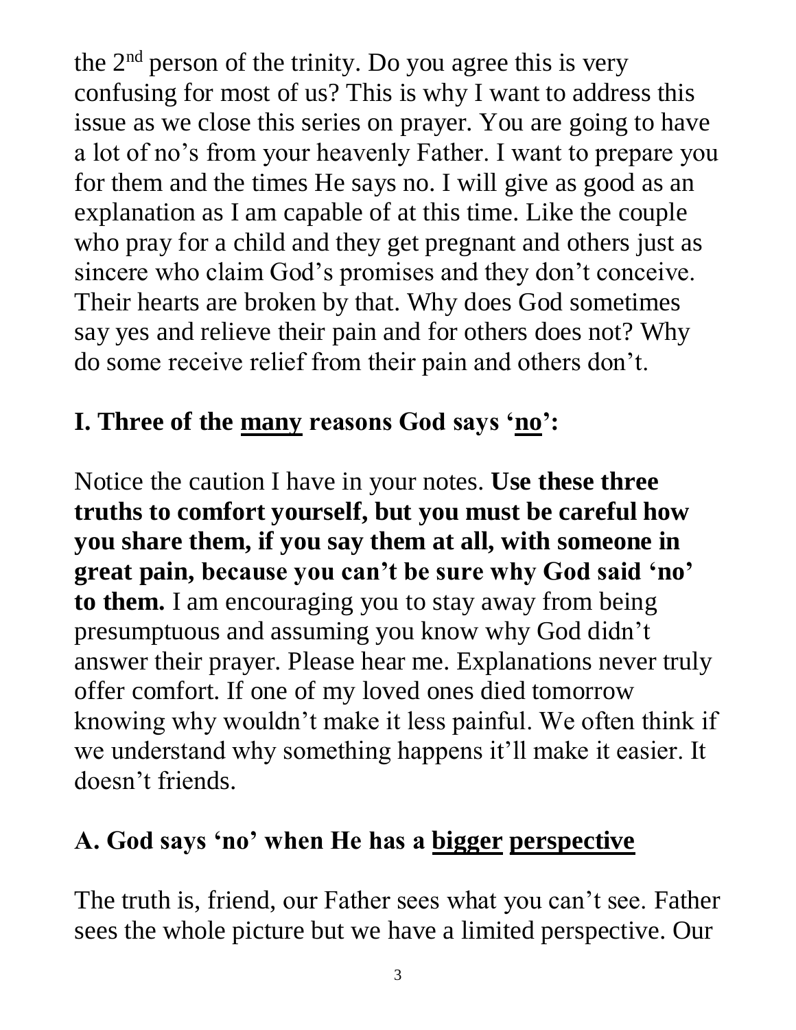the 2nd person of the trinity. Do you agree this is very confusing for most of us? This is why I want to address this issue as we close this series on prayer. You are going to have a lot of no's from your heavenly Father. I want to prepare you for them and the times He says no. I will give as good as an explanation as I am capable of at this time. Like the couple who pray for a child and they get pregnant and others just as sincere who claim God's promises and they don't conceive. Their hearts are broken by that. Why does God sometimes say yes and relieve their pain and for others does not? Why do some receive relief from their pain and others don't.

## I. Three of the <u>many</u> reasons God says '<u>no</u>':

Notice the caution I have in your notes. **Use these three truths to comfort yourself, but you must be careful how you share them, if you say them at all, with someone in great pain, because you can't be sure why God said 'no' to them.** I am encouraging you to stay away from being presumptuous and assuming you know why God didn't answer their prayer. Please hear me. Explanations never truly offer comfort. If one of my loved ones died tomorrow knowing why wouldn't make it less painful. We often think if we understand why something happens it'll make it easier. It doesn't friends.

### A. God says 'no' when He has a <u>bigger</u> <u>perspective</u>

The truth is, friend, our Father sees what you can't see. Father sees the whole picture but we have a limited perspective. Our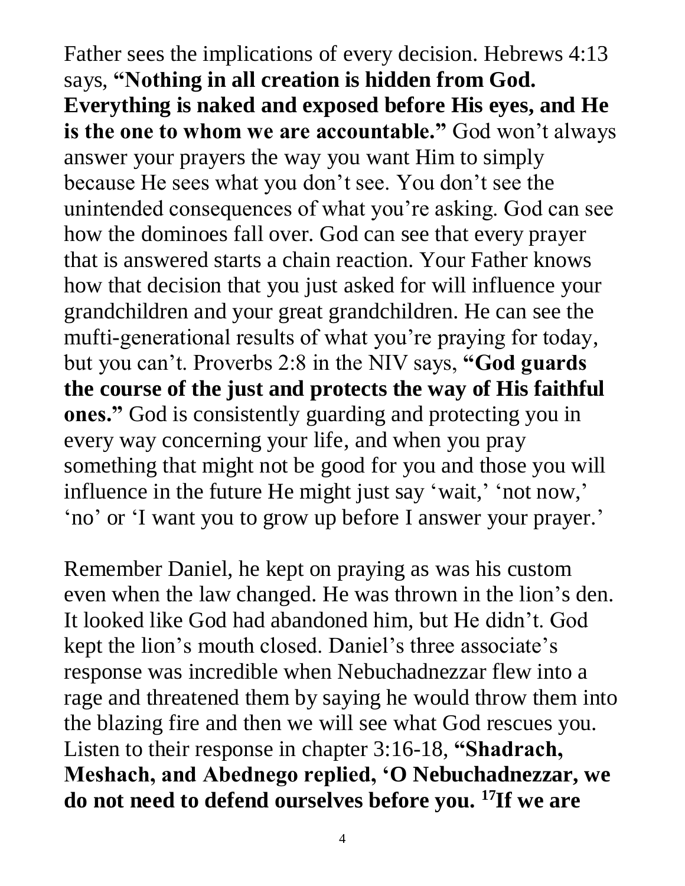Father sees the implications of every decision. Hebrews 4:13 says, **"Nothing in all creation is hidden from God. Everything is naked and exposed before His eyes, and He is the one to whom we are accountable."** God won't always answer your prayers the way you want Him to simply because He sees what you don't see. You don't see the unintended consequences of what you're asking. God can see how the dominoes fall over. God can see that every prayer that is answered starts a chain reaction. Your Father knows how that decision that you just asked for will influence your grandchildren and your great grandchildren. He can see the mufti-generational results of what you're praying for today, but you can't. Proverbs 2:8 in the NIV says, **"God guards the course of the just and protects the way of His faithful ones."** God is consistently guarding and protecting you in every way concerning your life, and when you pray something that might not be good for you and those you will influence in the future He might just say 'wait,' 'not now,' 'no' or 'I want you to grow up before I answer your prayer.'

Remember Daniel, he kept on praying as was his custom even when the law changed. He was thrown in the lion's den. It looked like God had abandoned him, but He didn't. God kept the lion's mouth closed. Daniel's three associate's response was incredible when Nebuchadnezzar flew into a rage and threatened them by saying he would throw them into the blazing fire and then we will see what God rescues you. Listen to their response in chapter 3:16-18, **"Shadrach, Meshach, and Abednego replied, 'O Nebuchadnezzar, we do not need to defend ourselves before you. [17]If we are**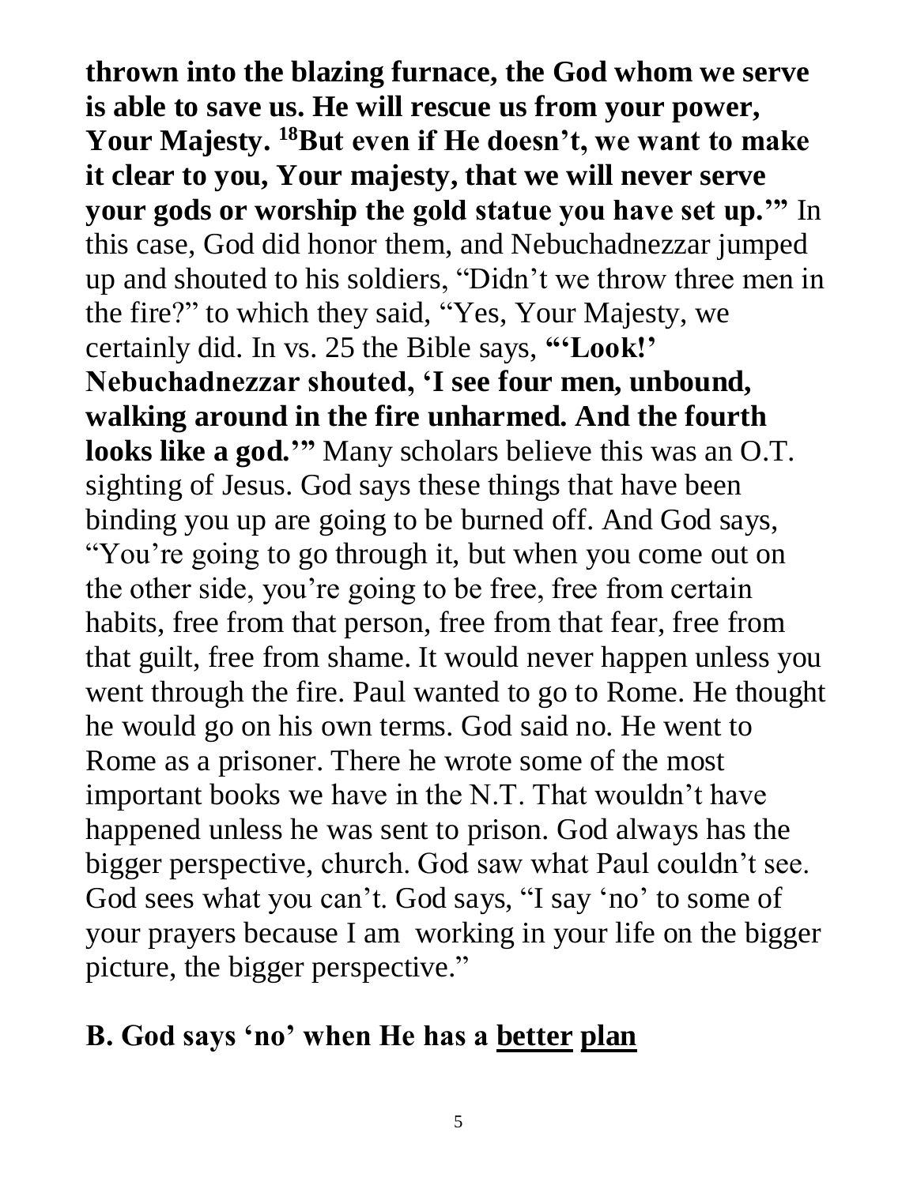**thrown into the blazing furnace, the God whom we serve is able to save us. He will rescue us from your power, Your Majesty. [18]But even if He doesn't, we want to make it clear to you, Your majesty, that we will never serve your gods or worship the gold statue you have set up.'"** In this case, God did honor them, and Nebuchadnezzar jumped up and shouted to his soldiers, "Didn't we throw three men in the fire?" to which they said, "Yes, Your Majesty, we certainly did. In vs. 25 the Bible says, **"'Look!' Nebuchadnezzar shouted, 'I see four men, unbound, walking around in the fire unharmed. And the fourth looks like a god.'"** Many scholars believe this was an O.T. sighting of Jesus. God says these things that have been binding you up are going to be burned off. And God says, "You're going to go through it, but when you come out on the other side, you're going to be free, free from certain habits, free from that person, free from that fear, free from that guilt, free from shame. It would never happen unless you went through the fire. Paul wanted to go to Rome. He thought he would go on his own terms. God said no. He went to Rome as a prisoner. There he wrote some of the most important books we have in the N.T. That wouldn't have happened unless he was sent to prison. God always has the bigger perspective, church. God saw what Paul couldn't see. God sees what you can't. God says, "I say 'no' to some of your prayers because I am working in your life on the bigger picture, the bigger perspective."

**B. God says 'no' when He has a <u>better</u> <u>plan</u>**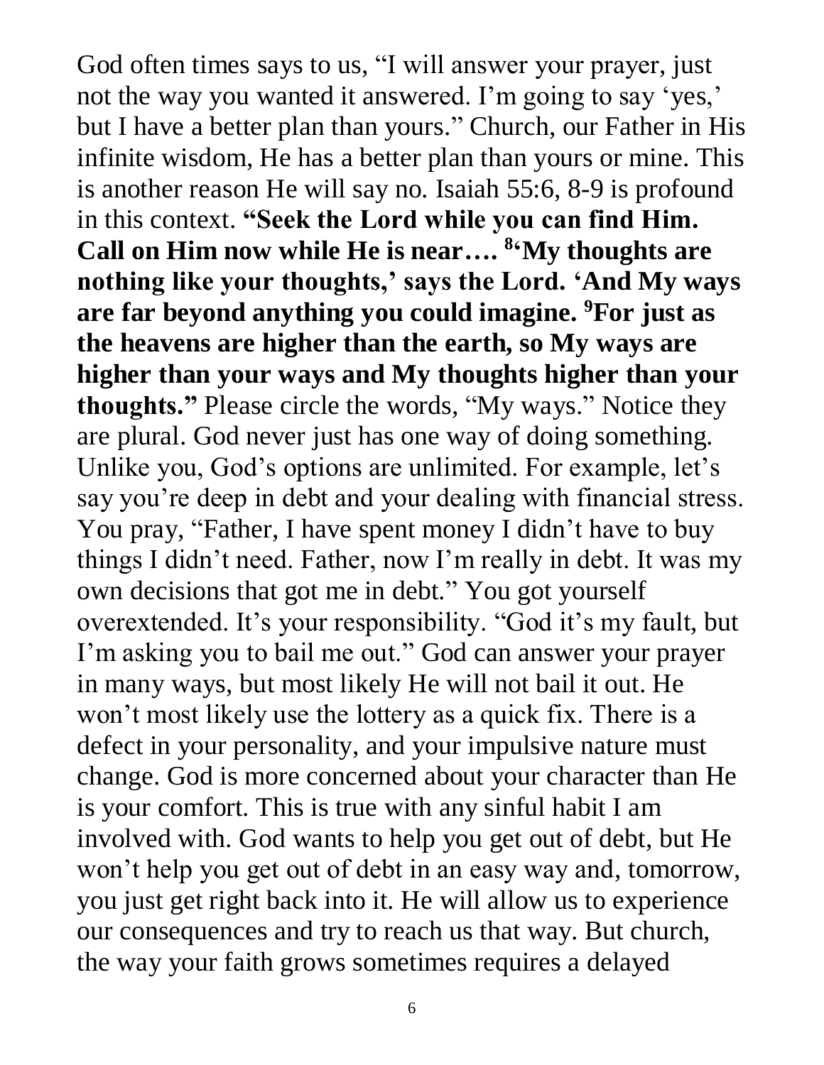God often times says to us, "I will answer your prayer, just not the way you wanted it answered. I'm going to say 'yes,' but I have a better plan than yours." Church, our Father in His infinite wisdom, He has a better plan than yours or mine. This is another reason He will say no. Isaiah 55:6, 8-9 is profound in this context. **"Seek the Lord while you can find Him. Call on Him now while He is near…. [8]'My thoughts are nothing like your thoughts,' says the Lord. 'And My ways are far beyond anything you could imagine. [9]For just as the heavens are higher than the earth, so My ways are higher than your ways and My thoughts higher than your thoughts."** Please circle the words, "My ways." Notice they are plural. God never just has one way of doing something. Unlike you, God's options are unlimited. For example, let's say you're deep in debt and your dealing with financial stress. You pray, "Father, I have spent money I didn't have to buy things I didn't need. Father, now I'm really in debt. It was my own decisions that got me in debt." You got yourself overextended. It's your responsibility. "God it's my fault, but I'm asking you to bail me out." God can answer your prayer in many ways, but most likely He will not bail it out. He won't most likely use the lottery as a quick fix. There is a defect in your personality, and your impulsive nature must change. God is more concerned about your character than He is your comfort. This is true with any sinful habit I am involved with. God wants to help you get out of debt, but He won't help you get out of debt in an easy way and, tomorrow, you just get right back into it. He will allow us to experience our consequences and try to reach us that way. But church, the way your faith grows sometimes requires a delayed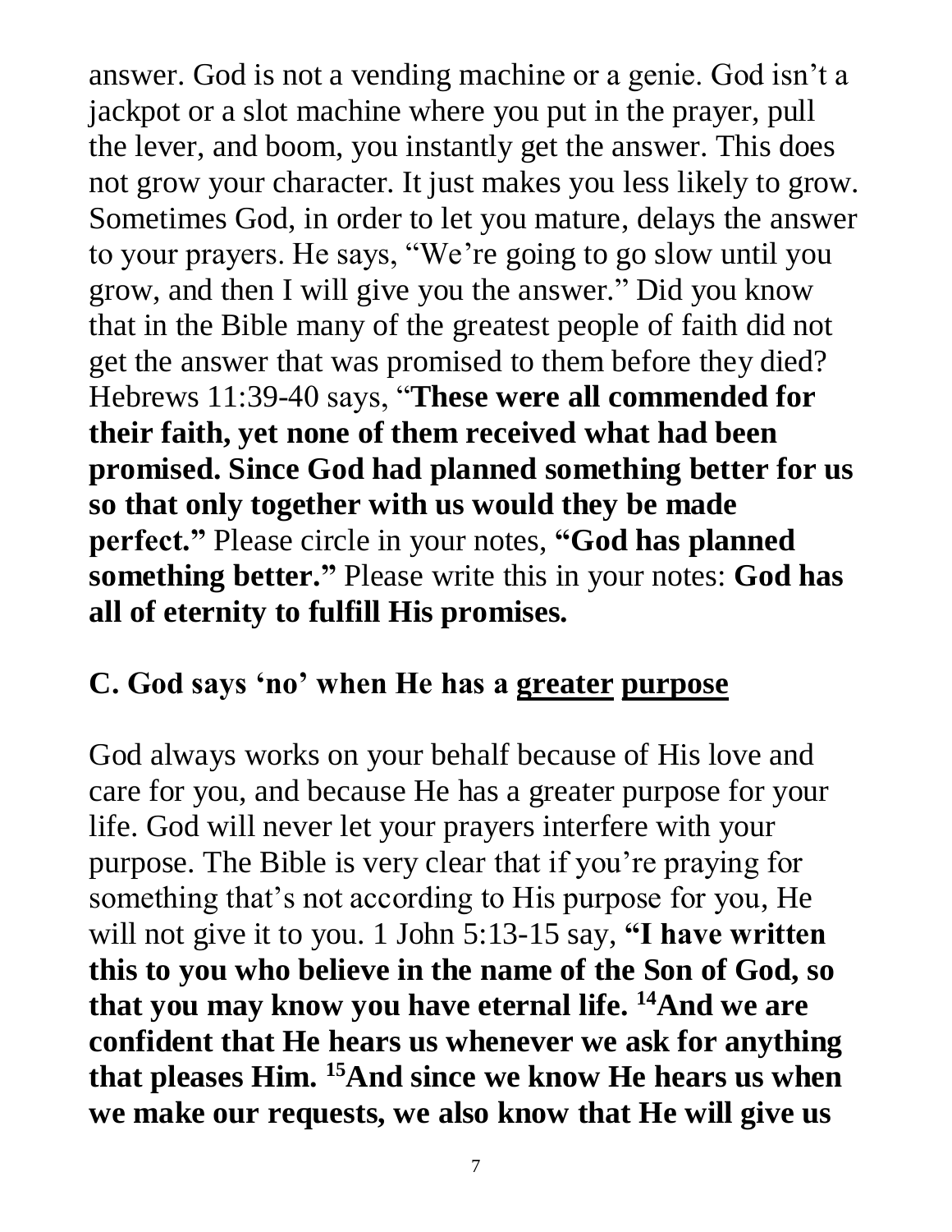answer. God is not a vending machine or a genie. God isn't a jackpot or a slot machine where you put in the prayer, pull the lever, and boom, you instantly get the answer. This does not grow your character. It just makes you less likely to grow. Sometimes God, in order to let you mature, delays the answer to your prayers. He says, "We're going to go slow until you grow, and then I will give you the answer." Did you know that in the Bible many of the greatest people of faith did not get the answer that was promised to them before they died? Hebrews 11:39-40 says, "**These were all commended for their faith, yet none of them received what had been promised. Since God had planned something better for us so that only together with us would they be made perfect."** Please circle in your notes, **"God has planned something better."** Please write this in your notes: **God has all of eternity to fulfill His promises.**

## C. God says 'no' when He has a <u>greater</u> <u>purpose</u>

God always works on your behalf because of His love and care for you, and because He has a greater purpose for your life. God will never let your prayers interfere with your purpose. The Bible is very clear that if you're praying for something that's not according to His purpose for you, He will not give it to you. 1 John 5:13-15 say, **"I have written this to you who believe in the name of the Son of God, so that you may know you have eternal life. [14]And we are confident that He hears us whenever we ask for anything that pleases Him. [15]And since we know He hears us when we make our requests, we also know that He will give us**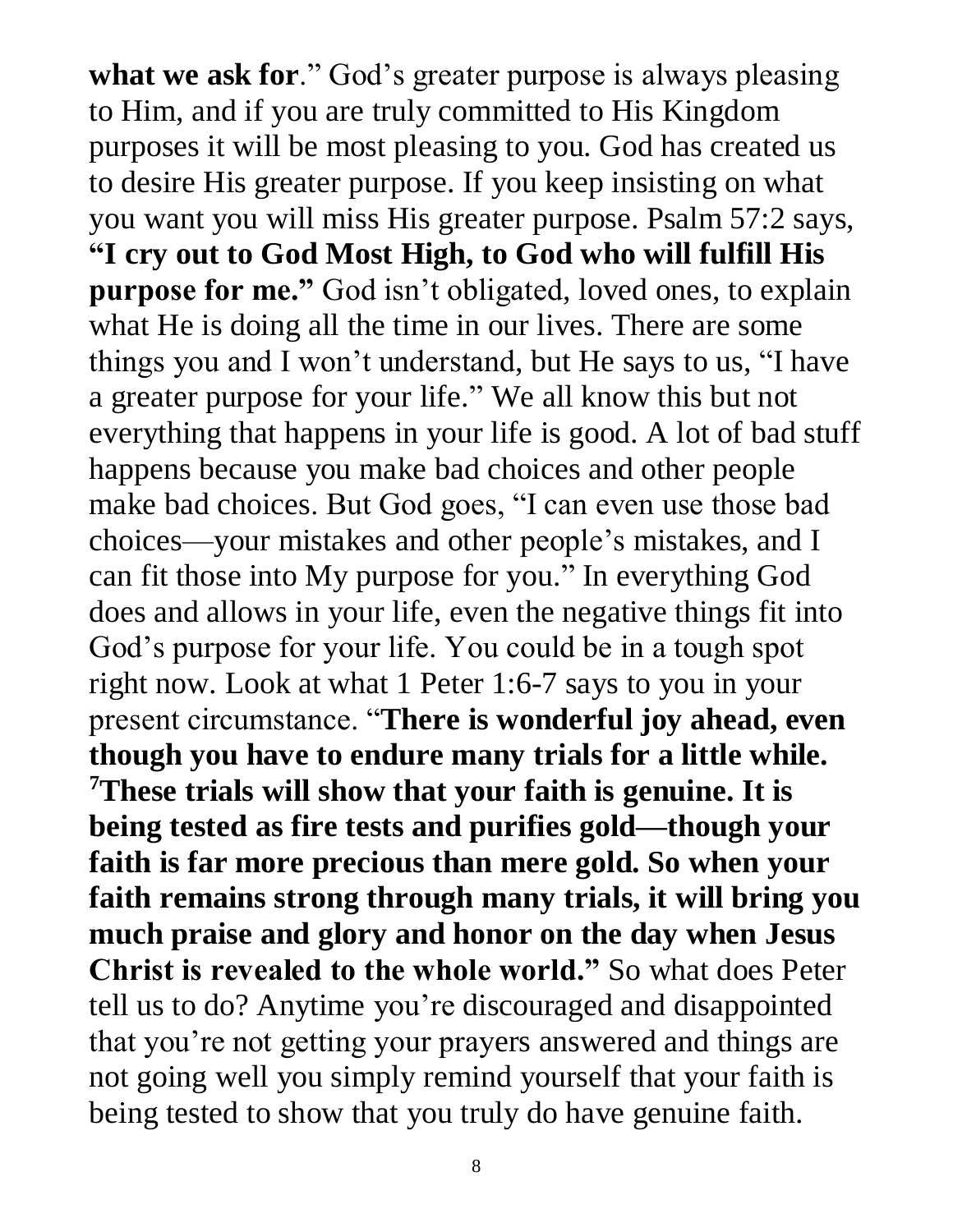**what we ask for**." God's greater purpose is always pleasing to Him, and if you are truly committed to His Kingdom purposes it will be most pleasing to you. God has created us to desire His greater purpose. If you keep insisting on what you want you will miss His greater purpose. Psalm 57:2 says, **"I cry out to God Most High, to God who will fulfill His purpose for me."** God isn't obligated, loved ones, to explain what He is doing all the time in our lives. There are some things you and I won't understand, but He says to us, "I have a greater purpose for your life." We all know this but not everything that happens in your life is good. A lot of bad stuff happens because you make bad choices and other people make bad choices. But God goes, "I can even use those bad choices—your mistakes and other people's mistakes, and I can fit those into My purpose for you." In everything God does and allows in your life, even the negative things fit into God's purpose for your life. You could be in a tough spot right now. Look at what 1 Peter 1:6-7 says to you in your present circumstance. "**There is wonderful joy ahead, even though you have to endure many trials for a little while. [7]These trials will show that your faith is genuine. It is being tested as fire tests and purifies gold—though your faith is far more precious than mere gold. So when your faith remains strong through many trials, it will bring you much praise and glory and honor on the day when Jesus Christ is revealed to the whole world."** So what does Peter tell us to do? Anytime you're discouraged and disappointed that you're not getting your prayers answered and things are not going well you simply remind yourself that your faith is being tested to show that you truly do have genuine faith.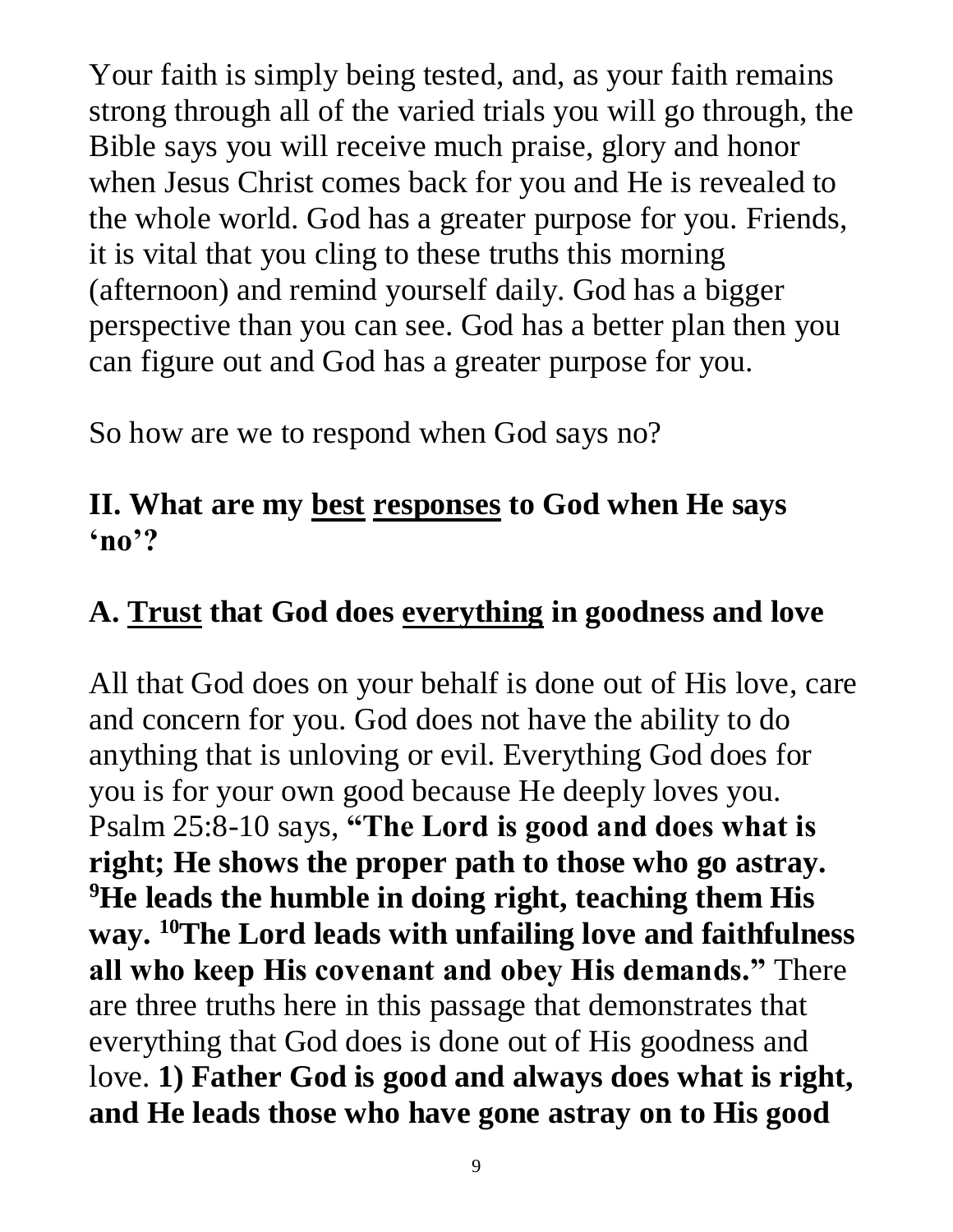Your faith is simply being tested, and, as your faith remains strong through all of the varied trials you will go through, the Bible says you will receive much praise, glory and honor when Jesus Christ comes back for you and He is revealed to the whole world. God has a greater purpose for you. Friends, it is vital that you cling to these truths this morning (afternoon) and remind yourself daily. God has a bigger perspective than you can see. God has a better plan then you can figure out and God has a greater purpose for you.

So how are we to respond when God says no?

## II. What are my <u>best</u> <u>responses</u> to God when He says 'no'?

### A. <u>Trust</u> that God does <u>everything</u> in goodness and love

All that God does on your behalf is done out of His love, care and concern for you. God does not have the ability to do anything that is unloving or evil. Everything God does for you is for your own good because He deeply loves you. Psalm 25:8-10 says, **"The Lord is good and does what is right; He shows the proper path to those who go astray. [9]He leads the humble in doing right, teaching them His way. [10]The Lord leads with unfailing love and faithfulness all who keep His covenant and obey His demands."** There are three truths here in this passage that demonstrates that everything that God does is done out of His goodness and love. **1) Father God is good and always does what is right, and He leads those who have gone astray on to His good**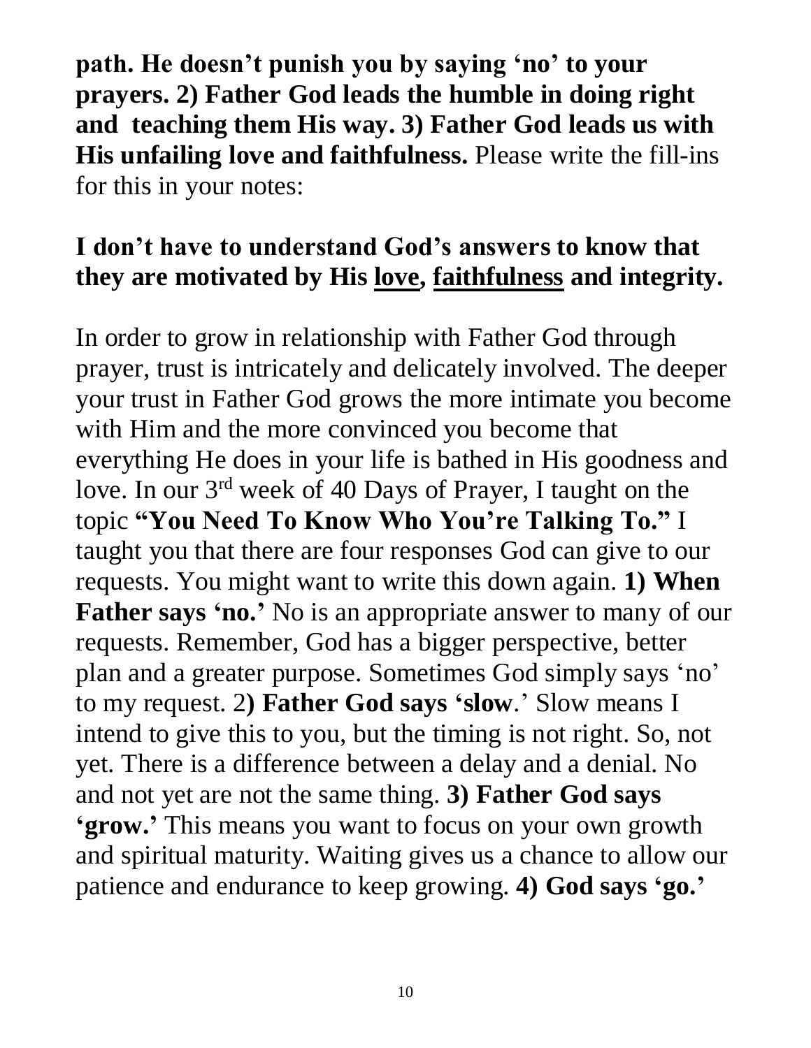**path. He doesn't punish you by saying 'no' to your prayers. 2) Father God leads the humble in doing right and teaching them His way. 3) Father God leads us with His unfailing love and faithfulness.** Please write the fill-ins for this in your notes:

**I don't have to understand God's answers to know that they are motivated by His <u>love</u>, <u>faithfulness</u> and integrity.**

In order to grow in relationship with Father God through prayer, trust is intricately and delicately involved. The deeper your trust in Father God grows the more intimate you become with Him and the more convinced you become that everything He does in your life is bathed in His goodness and love. In our 3rd week of 40 Days of Prayer, I taught on the topic **"You Need To Know Who You're Talking To."** I taught you that there are four responses God can give to our requests. You might want to write this down again. **1) When Father says 'no.'** No is an appropriate answer to many of our requests. Remember, God has a bigger perspective, better plan and a greater purpose. Sometimes God simply says 'no' to my request. 2**) Father God says 'slow**.' Slow means I intend to give this to you, but the timing is not right. So, not yet. There is a difference between a delay and a denial. No and not yet are not the same thing. **3) Father God says 'grow.'** This means you want to focus on your own growth and spiritual maturity. Waiting gives us a chance to allow our patience and endurance to keep growing. **4) God says 'go.'**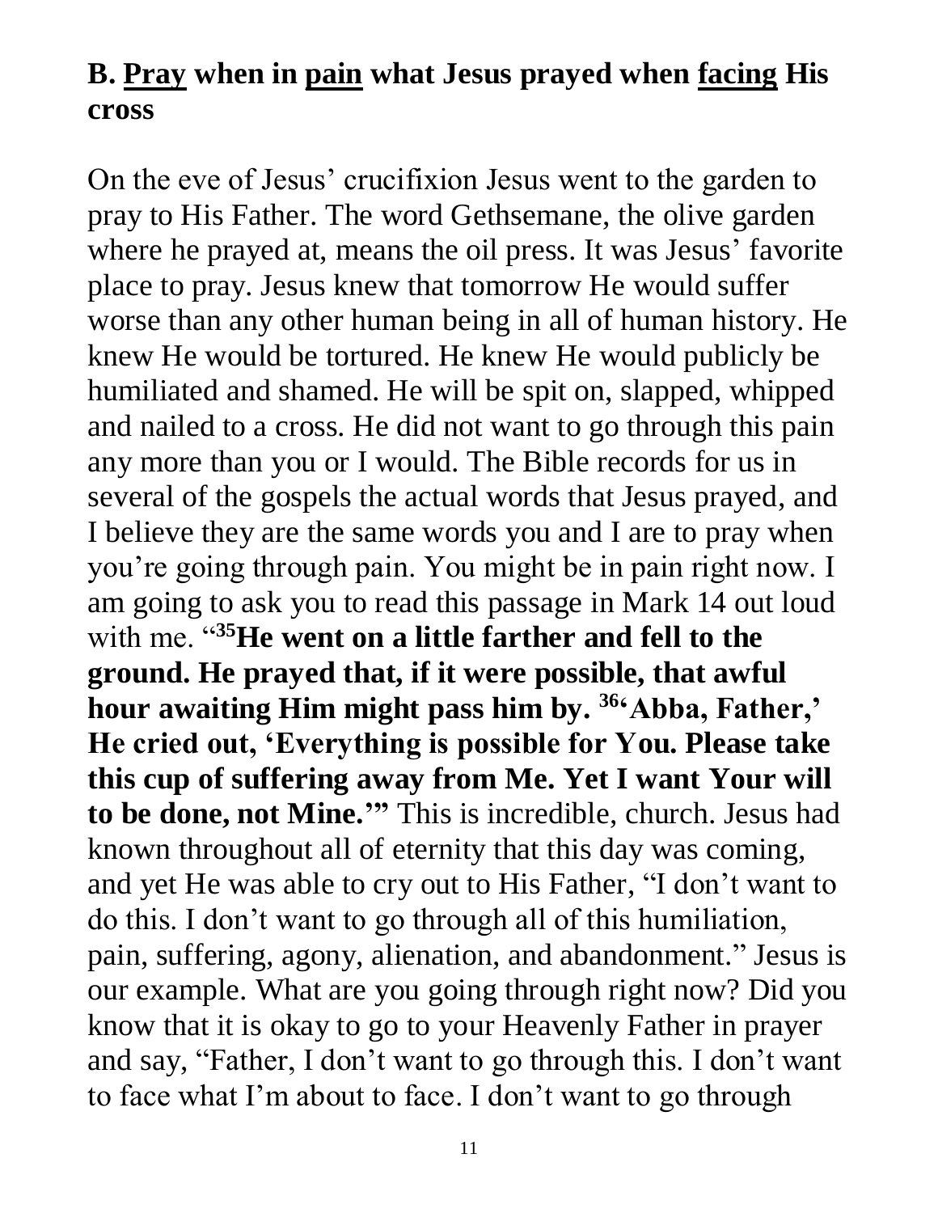## B. <u>Pray</u> when in <u>pain</u> what Jesus prayed when <u>facing</u> His cross

On the eve of Jesus' crucifixion Jesus went to the garden to pray to His Father. The word Gethsemane, the olive garden where he prayed at, means the oil press. It was Jesus' favorite place to pray. Jesus knew that tomorrow He would suffer worse than any other human being in all of human history. He knew He would be tortured. He knew He would publicly be humiliated and shamed. He will be spit on, slapped, whipped and nailed to a cross. He did not want to go through this pain any more than you or I would. The Bible records for us in several of the gospels the actual words that Jesus prayed, and I believe they are the same words you and I are to pray when you're going through pain. You might be in pain right now. I am going to ask you to read this passage in Mark 14 out loud with me. "[35]**He went on a little farther and fell to the ground. He prayed that, if it were possible, that awful hour awaiting Him might pass him by. [36]'Abba, Father,' He cried out, 'Everything is possible for You. Please take this cup of suffering away from Me. Yet I want Your will to be done, not Mine.'"** This is incredible, church. Jesus had known throughout all of eternity that this day was coming, and yet He was able to cry out to His Father, "I don't want to do this. I don't want to go through all of this humiliation, pain, suffering, agony, alienation, and abandonment." Jesus is our example. What are you going through right now? Did you know that it is okay to go to your Heavenly Father in prayer and say, "Father, I don't want to go through this. I don't want to face what I'm about to face. I don't want to go through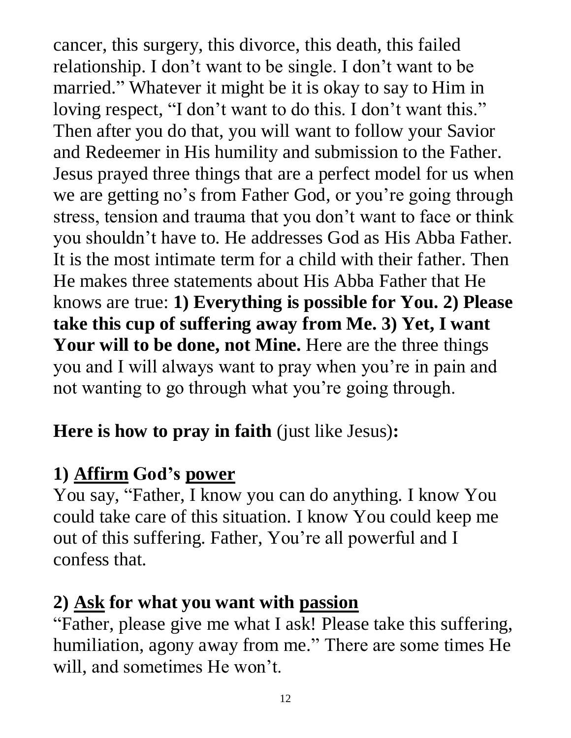cancer, this surgery, this divorce, this death, this failed relationship. I don’t want to be single. I don’t want to be married.” Whatever it might be it is okay to say to Him in loving respect, “I don’t want to do this. I don’t want this.” Then after you do that, you will want to follow your Savior and Redeemer in His humility and submission to the Father. Jesus prayed three things that are a perfect model for us when we are getting no’s from Father God, or you’re going through stress, tension and trauma that you don’t want to face or think you shouldn’t have to. He addresses God as His Abba Father. It is the most intimate term for a child with their father. Then He makes three statements about His Abba Father that He knows are true: **1) Everything is possible for You. 2) Please take this cup of suffering away from Me. 3) Yet, I want Your will to be done, not Mine.** Here are the three things you and I will always want to pray when you’re in pain and not wanting to go through what you’re going through.

**Here is how to pray in faith** (just like Jesus)**:**

## 1) <u>Affirm</u> God’s <u>power</u>

You say, “Father, I know you can do anything. I know You could take care of this situation. I know You could keep me out of this suffering. Father, You’re all powerful and I confess that.

## 2) <u>Ask</u> for what you want with <u>passion</u>

“Father, please give me what I ask! Please take this suffering, humiliation, agony away from me.” There are some times He will, and sometimes He won’t.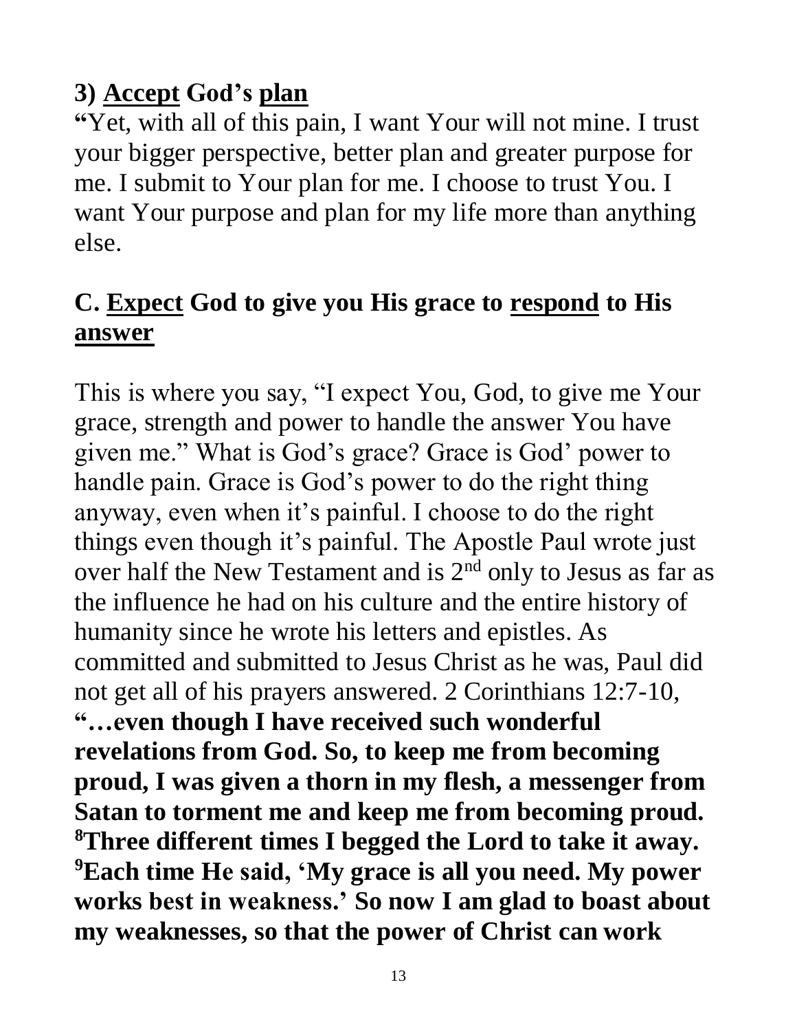## 3) <u>Accept</u> God's <u>plan</u>

"Yet, with all of this pain, I want Your will not mine. I trust your bigger perspective, better plan and greater purpose for me. I submit to Your plan for me. I choose to trust You. I want Your purpose and plan for my life more than anything else.

## C. <u>Expect</u> God to give you His grace to <u>respond</u> to His <u>answer</u>

This is where you say, "I expect You, God, to give me Your grace, strength and power to handle the answer You have given me." What is God's grace? Grace is God' power to handle pain. Grace is God's power to do the right thing anyway, even when it's painful. I choose to do the right things even though it's painful. The Apostle Paul wrote just over half the New Testament and is 2nd only to Jesus as far as the influence he had on his culture and the entire history of humanity since he wrote his letters and epistles. As committed and submitted to Jesus Christ as he was, Paul did not get all of his prayers answered. 2 Corinthians 12:7-10, **"…even though I have received such wonderful revelations from God. So, to keep me from becoming proud, I was given a thorn in my flesh, a messenger from Satan to torment me and keep me from becoming proud. [8]Three different times I begged the Lord to take it away. [9]Each time He said, 'My grace is all you need. My power works best in weakness.' So now I am glad to boast about my weaknesses, so that the power of Christ can work**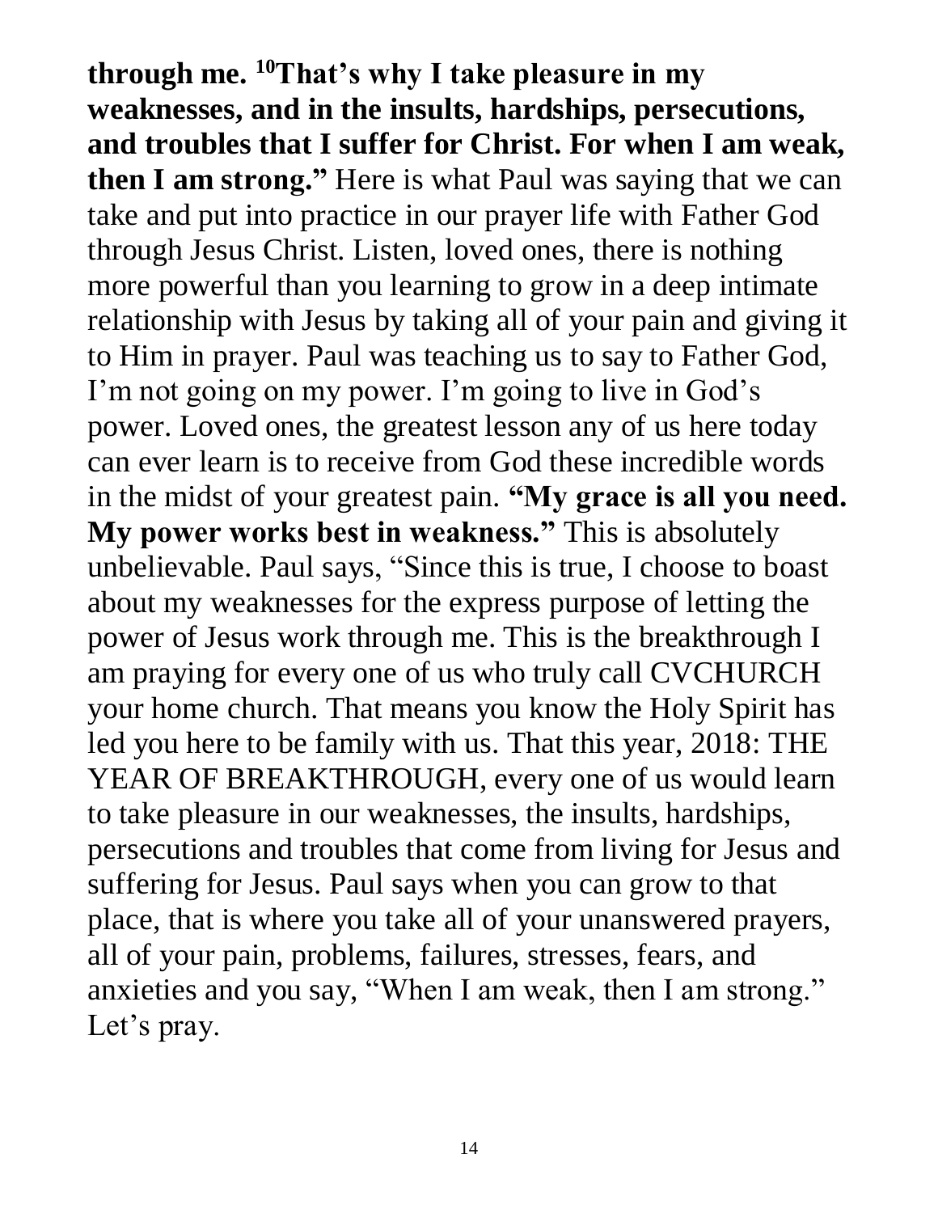**through me. [10]That's why I take pleasure in my weaknesses, and in the insults, hardships, persecutions, and troubles that I suffer for Christ. For when I am weak, then I am strong."** Here is what Paul was saying that we can take and put into practice in our prayer life with Father God through Jesus Christ. Listen, loved ones, there is nothing more powerful than you learning to grow in a deep intimate relationship with Jesus by taking all of your pain and giving it to Him in prayer. Paul was teaching us to say to Father God, I'm not going on my power. I'm going to live in God's power. Loved ones, the greatest lesson any of us here today can ever learn is to receive from God these incredible words in the midst of your greatest pain. **"My grace is all you need. My power works best in weakness."** This is absolutely unbelievable. Paul says, "Since this is true, I choose to boast about my weaknesses for the express purpose of letting the power of Jesus work through me. This is the breakthrough I am praying for every one of us who truly call CVCHURCH your home church. That means you know the Holy Spirit has led you here to be family with us. That this year, 2018: THE YEAR OF BREAKTHROUGH, every one of us would learn to take pleasure in our weaknesses, the insults, hardships, persecutions and troubles that come from living for Jesus and suffering for Jesus. Paul says when you can grow to that place, that is where you take all of your unanswered prayers, all of your pain, problems, failures, stresses, fears, and anxieties and you say, "When I am weak, then I am strong." Let's pray.